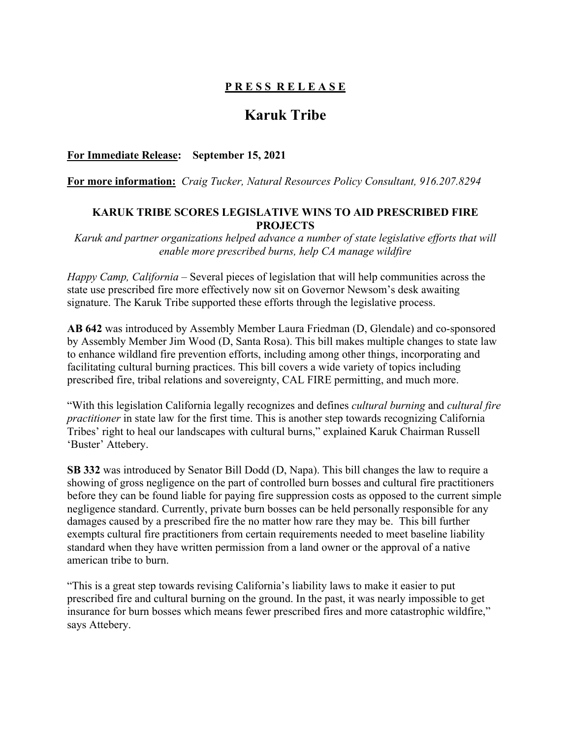**PRESS RELEASE**

# Karuk Tribe

**For Immediate Release: September 15, 2021**

**For more information:** *Craig Tucker, Natural Resources Policy Consultant, 916.207.8294*

## KARUK TRIBE SCORES LEGISLATIVE WINS TO AID PRESCRIBED FIRE PROJECTS

*Karuk and partner organizations helped advance a number of state legislative efforts that will enable more prescribed burns, help CA manage wildfire*

*Happy Camp, California* – Several pieces of legislation that will help communities across the state use prescribed fire more effectively now sit on Governor Newsom's desk awaiting signature. The Karuk Tribe supported these efforts through the legislative process.

**AB 642** was introduced by Assembly Member Laura Friedman (D, Glendale) and co-sponsored by Assembly Member Jim Wood (D, Santa Rosa). This bill makes multiple changes to state law to enhance wildland fire prevention efforts, including among other things, incorporating and facilitating cultural burning practices. This bill covers a wide variety of topics including prescribed fire, tribal relations and sovereignty, CAL FIRE permitting, and much more.

"With this legislation California legally recognizes and defines *cultural burning* and *cultural fire practitioner* in state law for the first time. This is another step towards recognizing California Tribes' right to heal our landscapes with cultural burns," explained Karuk Chairman Russell 'Buster' Attebery.

**SB 332** was introduced by Senator Bill Dodd (D, Napa). This bill changes the law to require a showing of gross negligence on the part of controlled burn bosses and cultural fire practitioners before they can be found liable for paying fire suppression costs as opposed to the current simple negligence standard. Currently, private burn bosses can be held personally responsible for any damages caused by a prescribed fire the no matter how rare they may be. This bill further exempts cultural fire practitioners from certain requirements needed to meet baseline liability standard when they have written permission from a land owner or the approval of a native american tribe to burn.

"This is a great step towards revising California's liability laws to make it easier to put prescribed fire and cultural burning on the ground. In the past, it was nearly impossible to get insurance for burn bosses which means fewer prescribed fires and more catastrophic wildfire," says Attebery.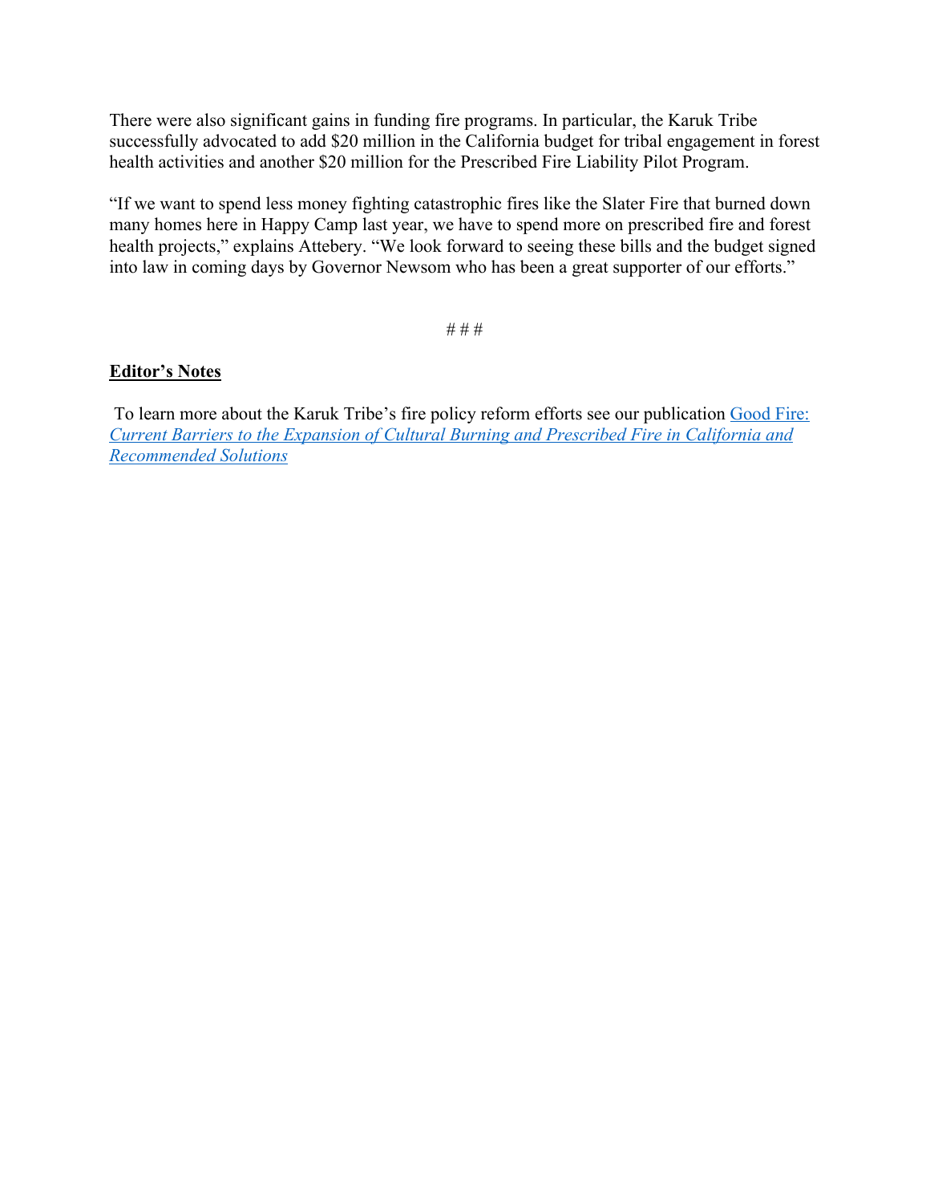There were also significant gains in funding fire programs. In particular, the Karuk Tribe successfully advocated to add $20 million in the California budget for tribal engagement in forest health activities and another $20 million for the Prescribed Fire Liability Pilot Program.

"If we want to spend less money fighting catastrophic fires like the Slater Fire that burned down many homes here in Happy Camp last year, we have to spend more on prescribed fire and forest health projects," explains Attebery. "We look forward to seeing these bills and the budget signed into law in coming days by Governor Newsom who has been a great supporter of our efforts."

# # #

**Editor's Notes**

To learn more about the Karuk Tribe's fire policy reform efforts see our publication Good Fire: *Current Barriers to the Expansion of Cultural Burning and Prescribed Fire in California and Recommended Solutions*